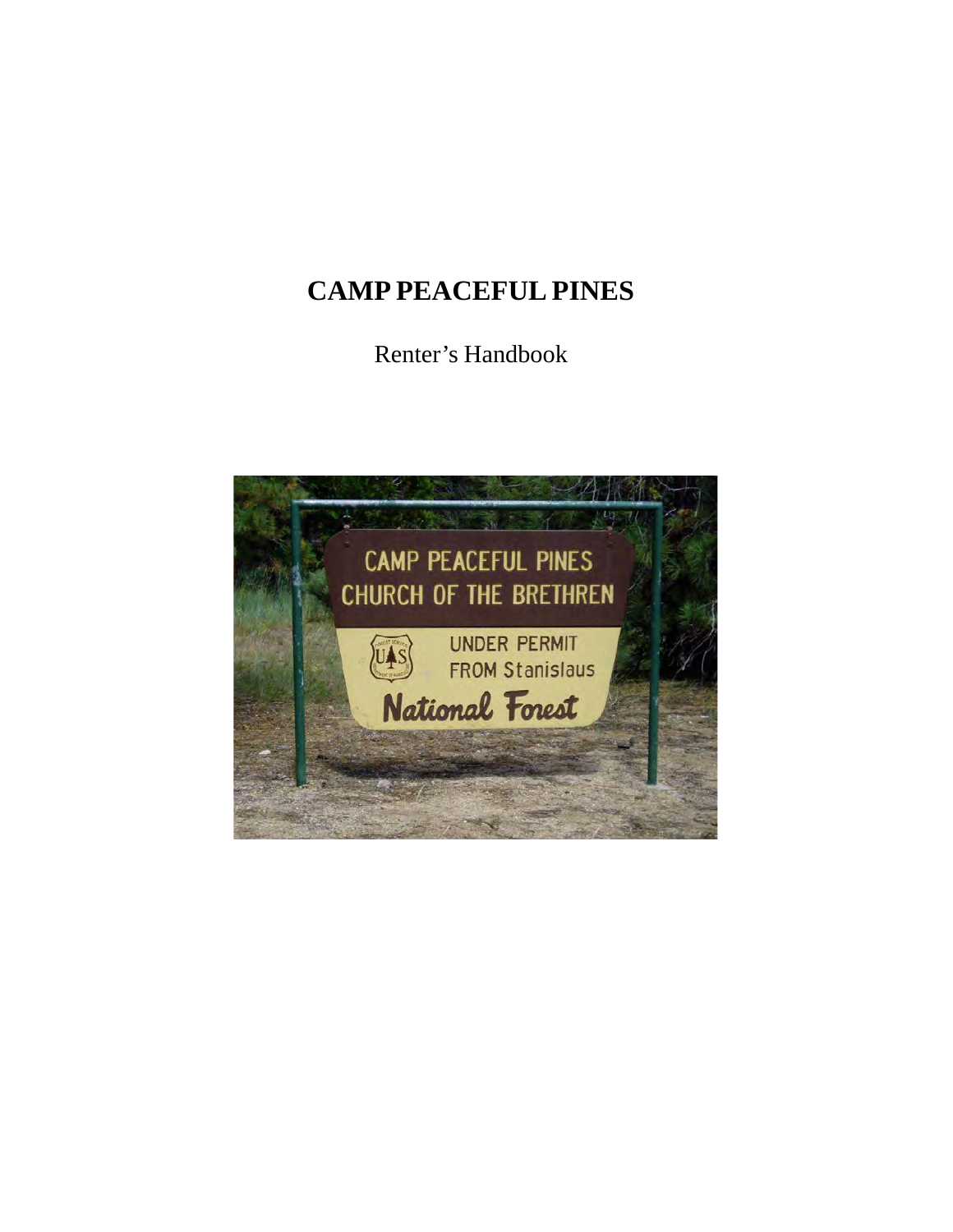# CAMP PEACEFUL PINES

Renter's Handbook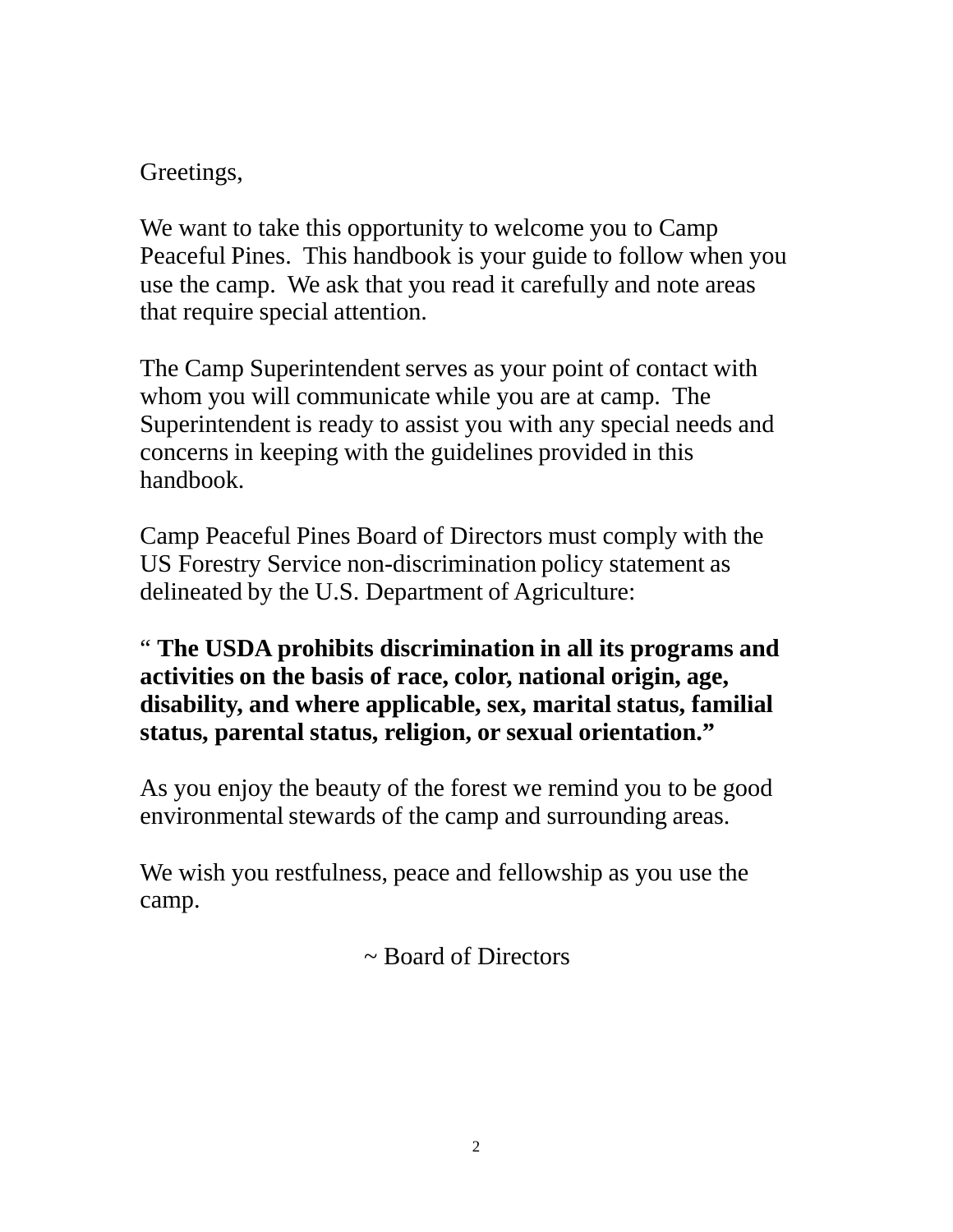Greetings,

We want to take this opportunity to welcome you to Camp Peaceful Pines. This handbook is your guide to follow when you use the camp. We ask that you read it carefully and note areas that require special attention.

The Camp Superintendent serves as your point of contact with whom you will communicate while you are at camp. The Superintendent is ready to assist you with any special needs and concerns in keeping with the guidelines provided in this handbook.

Camp Peaceful Pines Board of Directors must comply with the US Forestry Service non-discrimination policy statement as delineated by the U.S. Department of Agriculture:

" **The USDA prohibits discrimination in all its programs and activities on the basis of race, color, national origin, age, disability, and where applicable, sex, marital status, familial status, parental status, religion, or sexual orientation."**

As you enjoy the beauty of the forest we remind you to be good environmental stewards of the camp and surrounding areas.

We wish you restfulness, peace and fellowship as you use the camp.

~ Board of Directors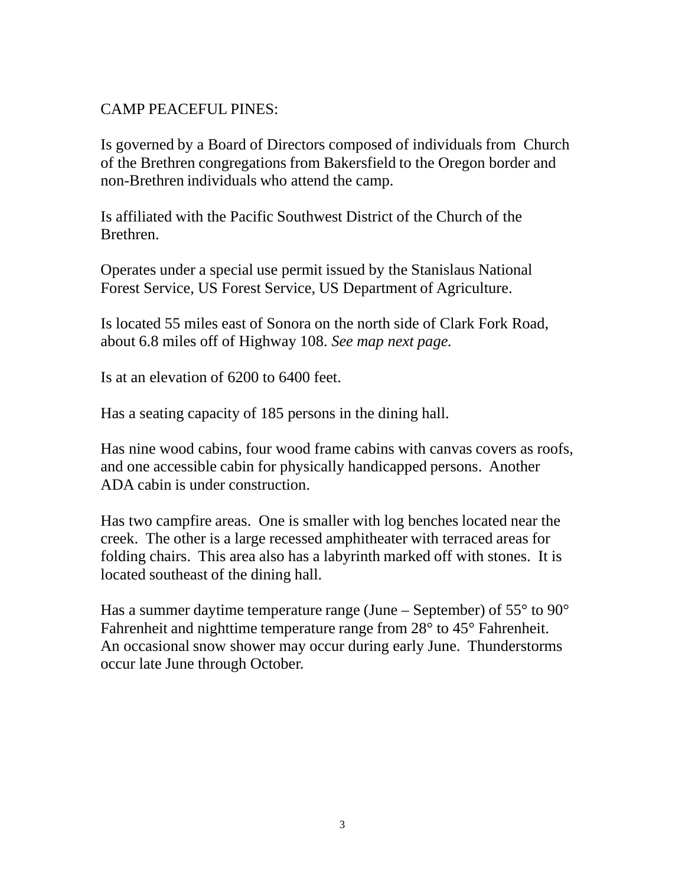CAMP PEACEFUL PINES:

Is governed by a Board of Directors composed of individuals from Church of the Brethren congregations from Bakersfield to the Oregon border and non-Brethren individuals who attend the camp.

Is affiliated with the Pacific Southwest District of the Church of the Brethren.

Operates under a special use permit issued by the Stanislaus National Forest Service, US Forest Service, US Department of Agriculture.

Is located 55 miles east of Sonora on the north side of Clark Fork Road, about 6.8 miles off of Highway 108. *See map next page.*

Is at an elevation of 6200 to 6400 feet.

Has a seating capacity of 185 persons in the dining hall.

Has nine wood cabins, four wood frame cabins with canvas covers as roofs, and one accessible cabin for physically handicapped persons. Another ADA cabin is under construction.

Has two campfire areas. One is smaller with log benches located near the creek. The other is a large recessed amphitheater with terraced areas for folding chairs. This area also has a labyrinth marked off with stones. It is located southeast of the dining hall.

Has a summer daytime temperature range (June – September) of 55° to 90° Fahrenheit and nighttime temperature range from 28° to 45° Fahrenheit. An occasional snow shower may occur during early June. Thunderstorms occur late June through October.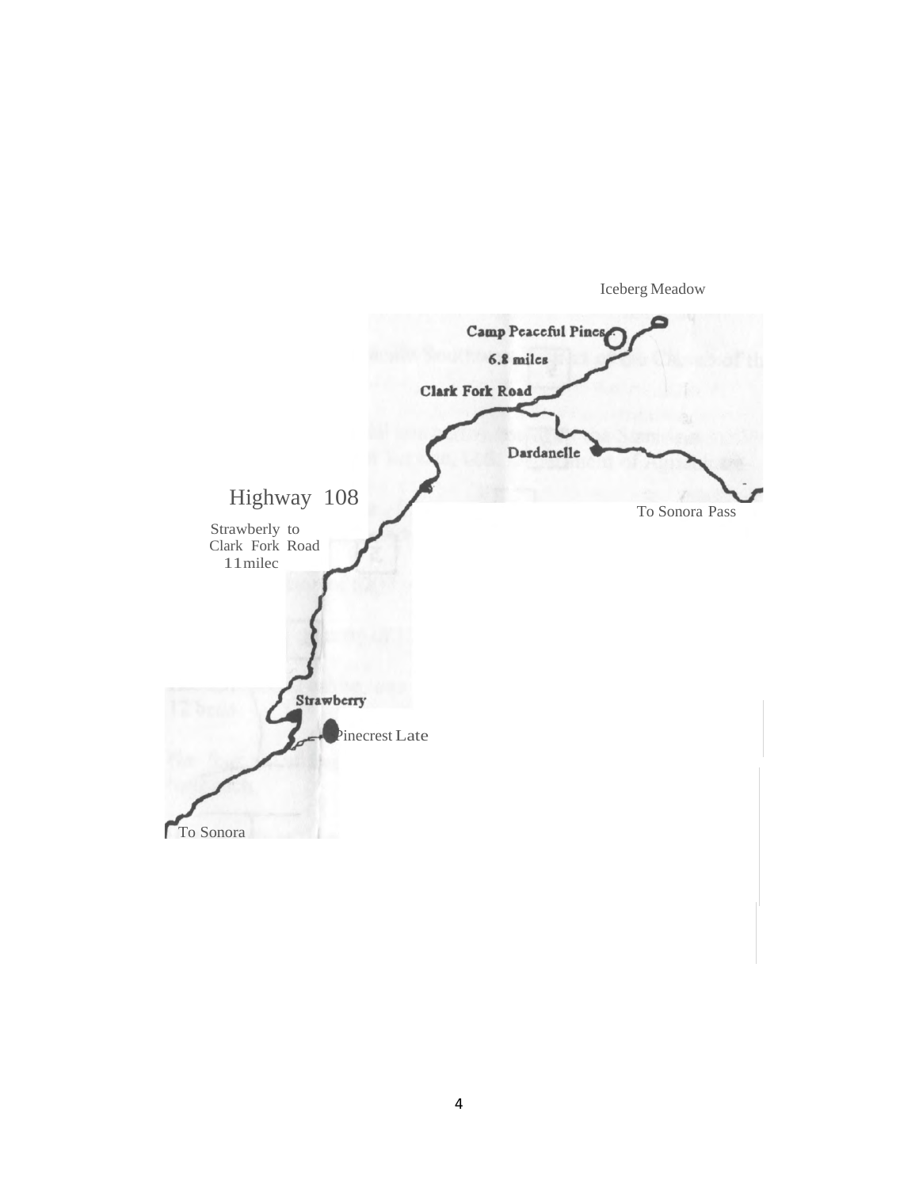Iceberg Meadow

Camp Peaceful Pines

6.8 miles

Clark Fork Road

Dardanelle

Highway 108

To Sonora Pass

Strawberly to
Clark Fork Road
11milec

Strawberry

Pinecrest Late

To Sonora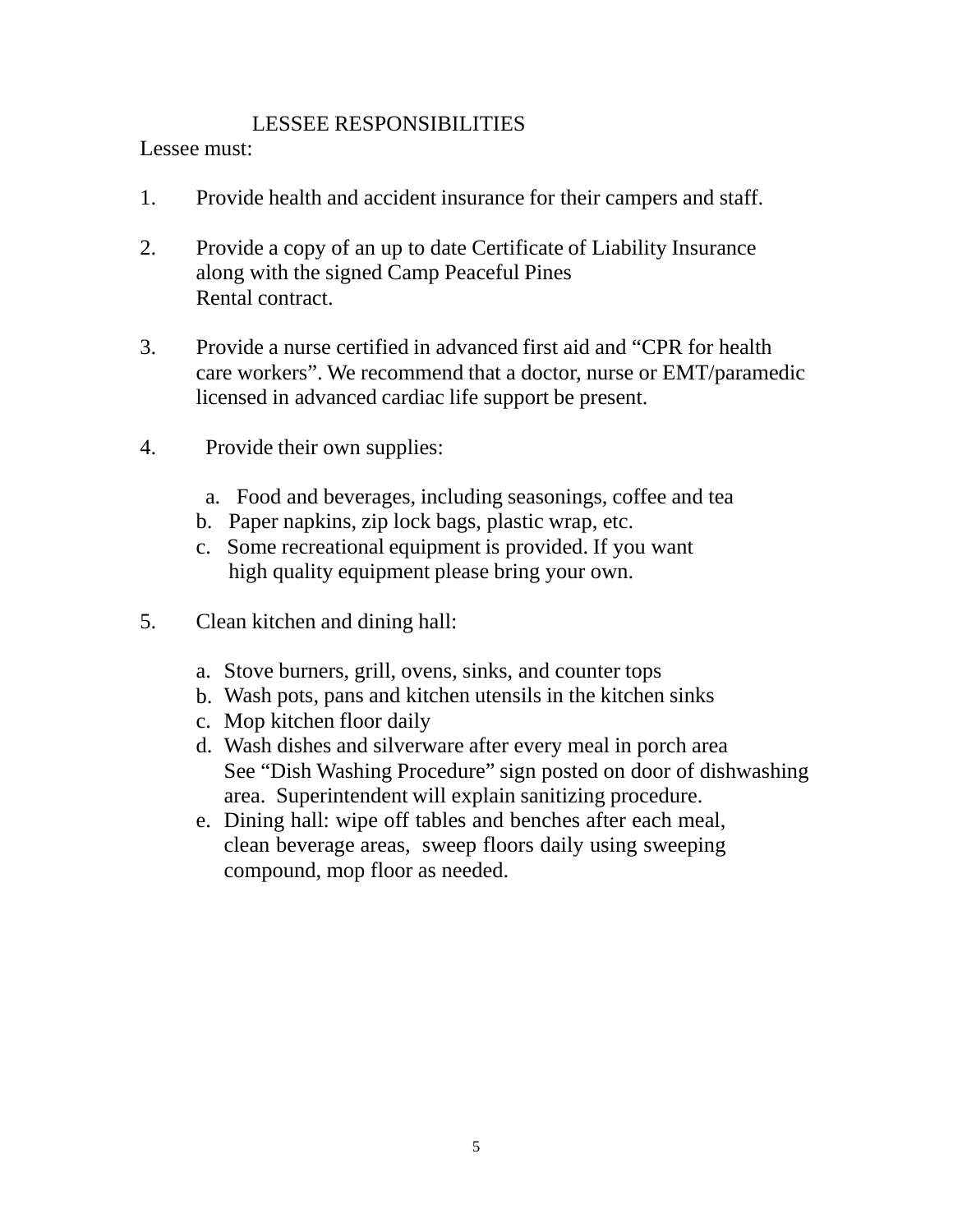## LESSEE RESPONSIBILITIES

Lessee must:

1. Provide health and accident insurance for their campers and staff.

2. Provide a copy of an up to date Certificate of Liability Insurance along with the signed Camp Peaceful Pines Rental contract.

3. Provide a nurse certified in advanced first aid and "CPR for health care workers". We recommend that a doctor, nurse or EMT/paramedic licensed in advanced cardiac life support be present.

4. Provide their own supplies:

   a. Food and beverages, including seasonings, coffee and tea
   b. Paper napkins, zip lock bags, plastic wrap, etc.
   c. Some recreational equipment is provided. If you want high quality equipment please bring your own.

5. Clean kitchen and dining hall:

   a. Stove burners, grill, ovens, sinks, and counter tops
   b. Wash pots, pans and kitchen utensils in the kitchen sinks
   c. Mop kitchen floor daily
   d. Wash dishes and silverware after every meal in porch area See "Dish Washing Procedure" sign posted on door of dishwashing area. Superintendent will explain sanitizing procedure.
   e. Dining hall: wipe off tables and benches after each meal, clean beverage areas, sweep floors daily using sweeping compound, mop floor as needed.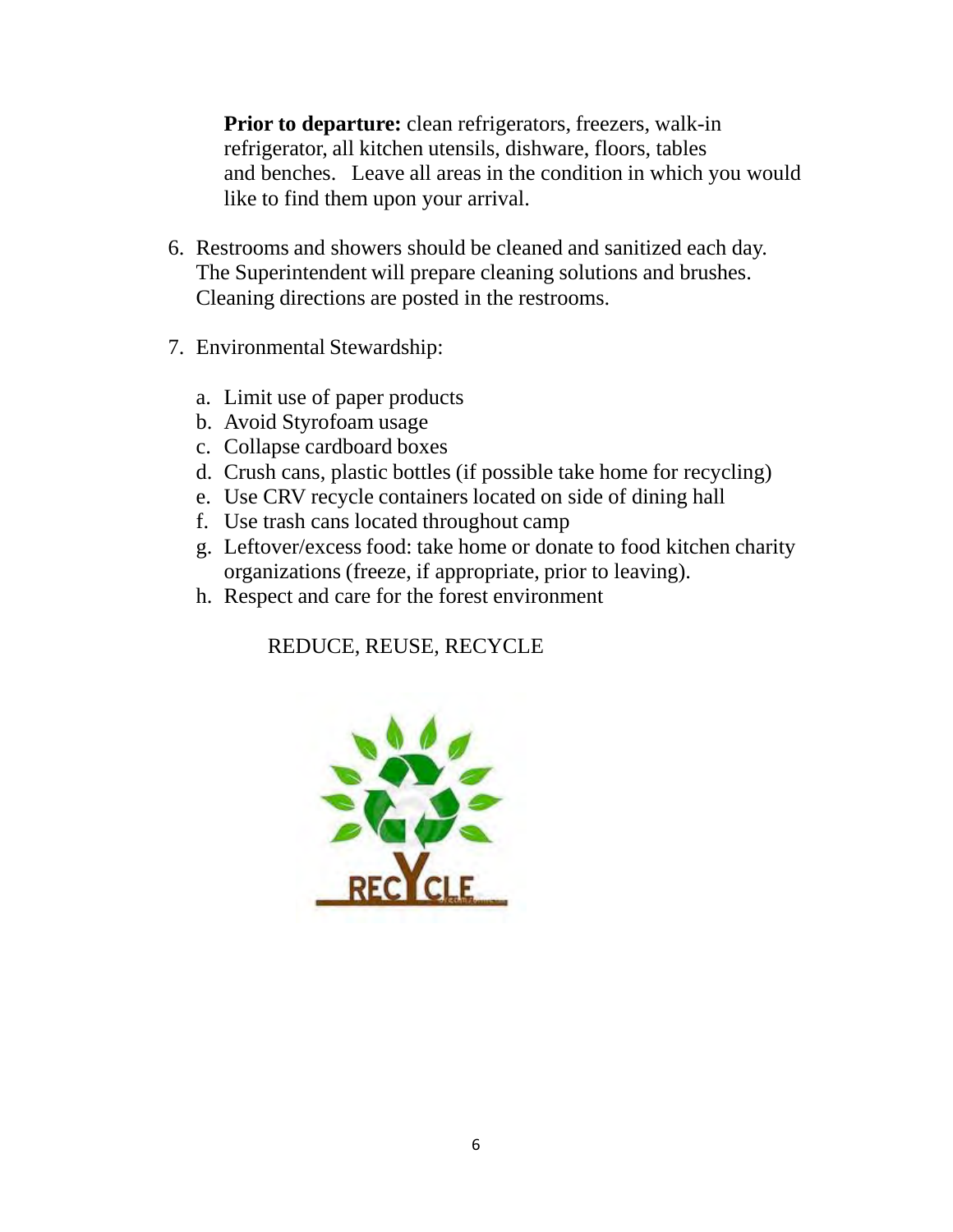**Prior to departure:** clean refrigerators, freezers, walk-in refrigerator, all kitchen utensils, dishware, floors, tables and benches. Leave all areas in the condition in which you would like to find them upon your arrival.

6. Restrooms and showers should be cleaned and sanitized each day. The Superintendent will prepare cleaning solutions and brushes. Cleaning directions are posted in the restrooms.

7. Environmental Stewardship:

   a. Limit use of paper products
   b. Avoid Styrofoam usage
   c. Collapse cardboard boxes
   d. Crush cans, plastic bottles (if possible take home for recycling)
   e. Use CRV recycle containers located on side of dining hall
   f. Use trash cans located throughout camp
   g. Leftover/excess food: take home or donate to food kitchen charity organizations (freeze, if appropriate, prior to leaving).
   h. Respect and care for the forest environment

REDUCE, REUSE, RECYCLE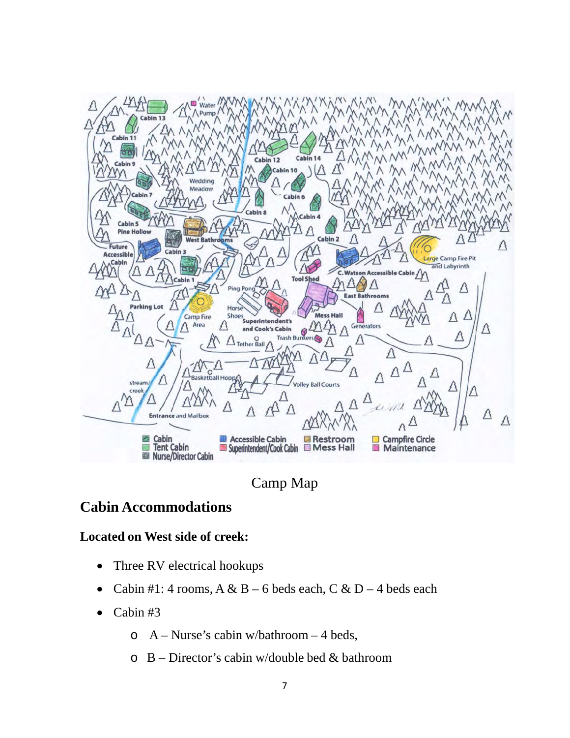Camp Map

## Cabin Accommodations

### Located on West side of creek:

- Three RV electrical hookups
- Cabin #1: 4 rooms, A & B – 6 beds each, C & D – 4 beds each
- Cabin #3
    - A – Nurse's cabin w/bathroom – 4 beds,
    - B – Director's cabin w/double bed & bathroom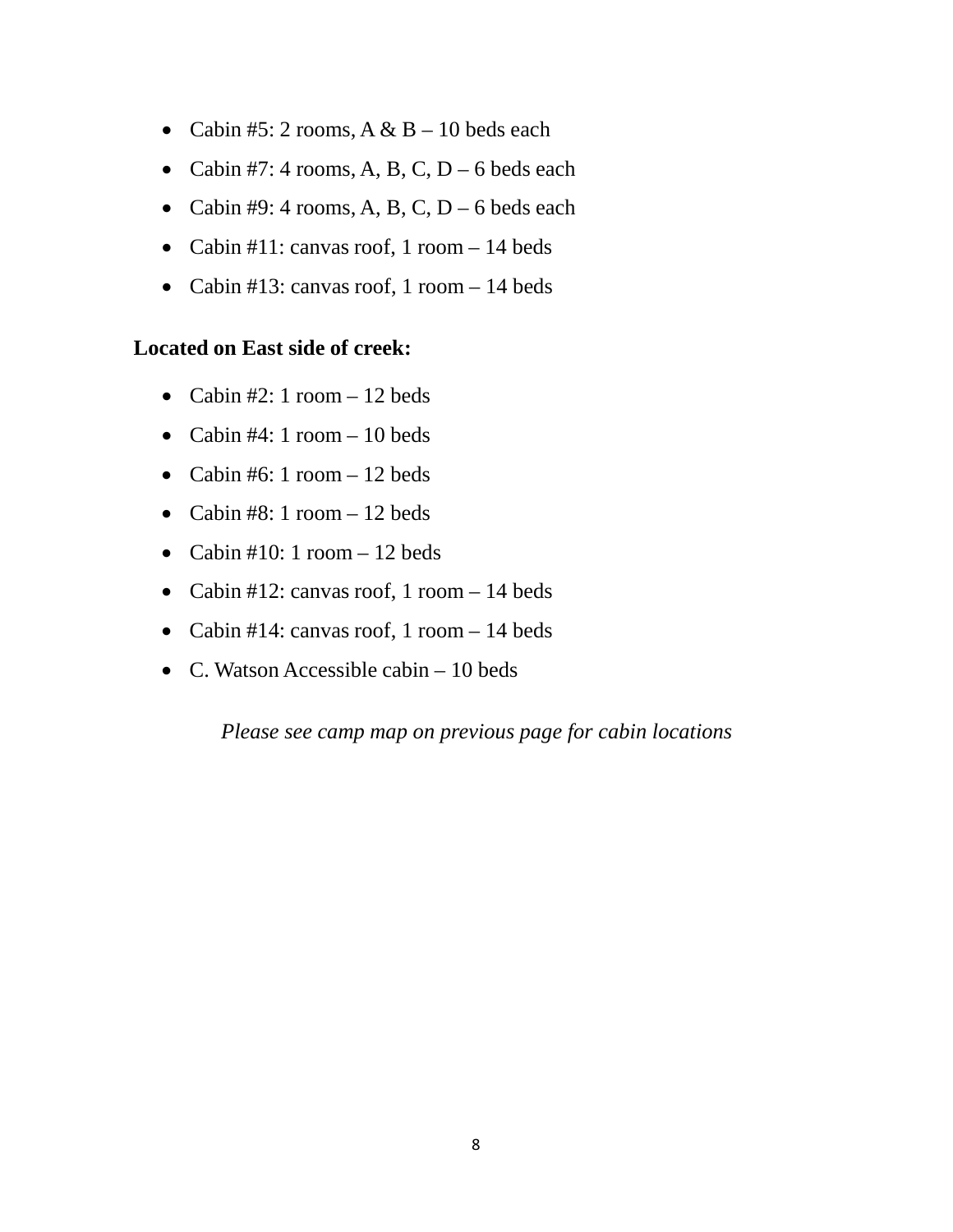- Cabin #5: 2 rooms, A & B – 10 beds each
- Cabin #7: 4 rooms, A, B, C, D – 6 beds each
- Cabin #9: 4 rooms, A, B, C, D – 6 beds each
- Cabin #11: canvas roof, 1 room – 14 beds
- Cabin #13: canvas roof, 1 room – 14 beds

**Located on East side of creek:**

- Cabin #2: 1 room – 12 beds
- Cabin #4: 1 room – 10 beds
- Cabin #6: 1 room – 12 beds
- Cabin #8: 1 room – 12 beds
- Cabin #10: 1 room – 12 beds
- Cabin #12: canvas roof, 1 room – 14 beds
- Cabin #14: canvas roof, 1 room – 14 beds
- C. Watson Accessible cabin – 10 beds

*Please see camp map on previous page for cabin locations*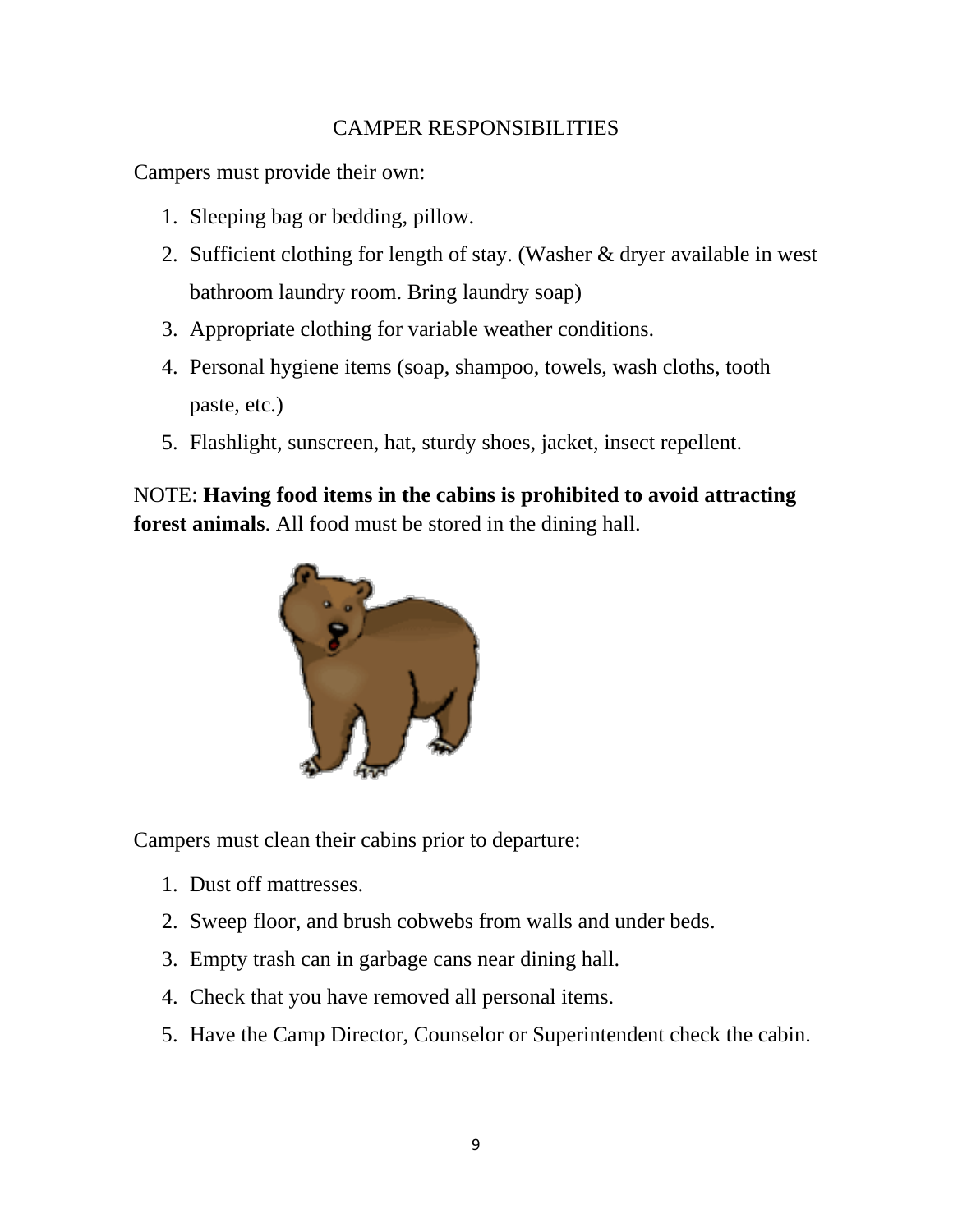# CAMPER RESPONSIBILITIES

Campers must provide their own:

1. Sleeping bag or bedding, pillow.
2. Sufficient clothing for length of stay. (Washer & dryer available in west bathroom laundry room. Bring laundry soap)
3. Appropriate clothing for variable weather conditions.
4. Personal hygiene items (soap, shampoo, towels, wash cloths, tooth paste, etc.)
5. Flashlight, sunscreen, hat, sturdy shoes, jacket, insect repellent.

NOTE: **Having food items in the cabins is prohibited to avoid attracting forest animals**. All food must be stored in the dining hall.

Campers must clean their cabins prior to departure:

1. Dust off mattresses.
2. Sweep floor, and brush cobwebs from walls and under beds.
3. Empty trash can in garbage cans near dining hall.
4. Check that you have removed all personal items.
5. Have the Camp Director, Counselor or Superintendent check the cabin.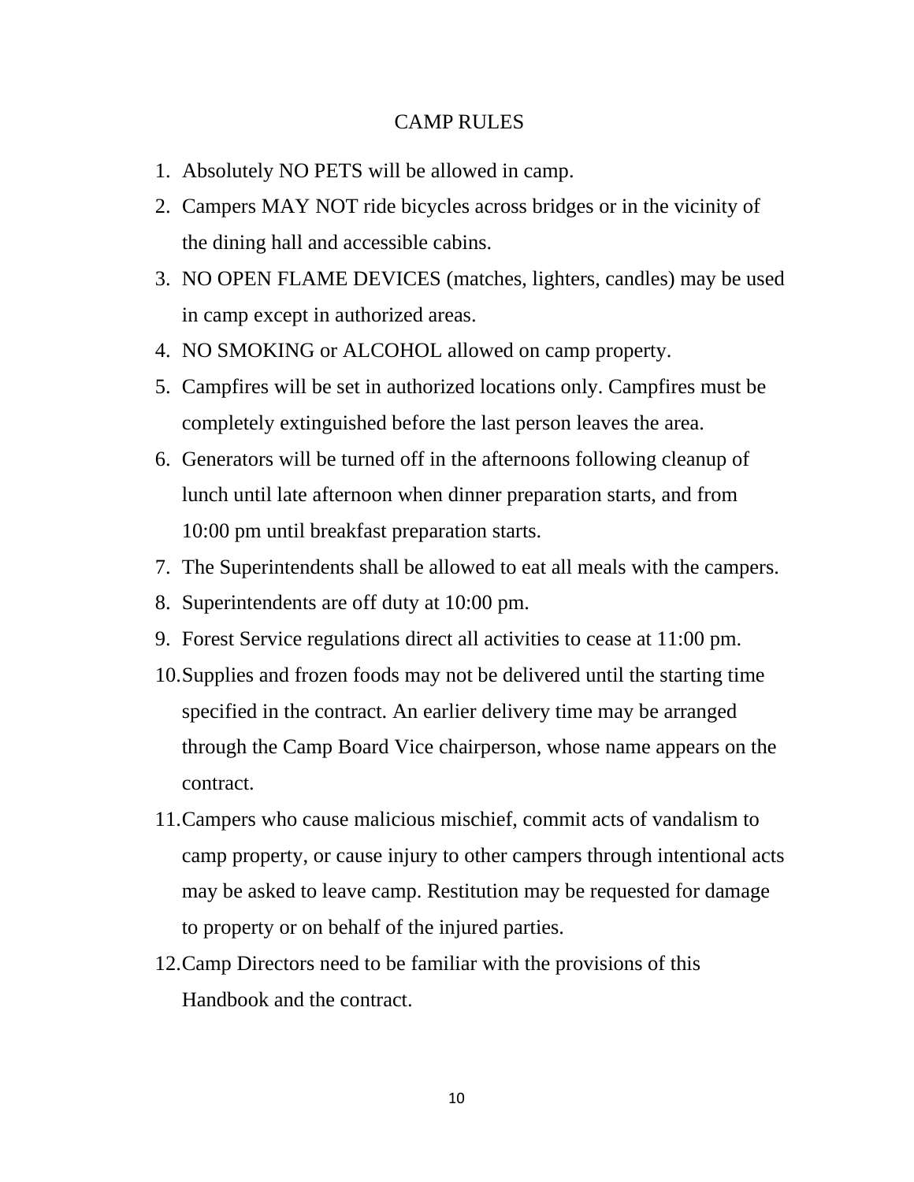# CAMP RULES

1. Absolutely NO PETS will be allowed in camp.
2. Campers MAY NOT ride bicycles across bridges or in the vicinity of the dining hall and accessible cabins.
3. NO OPEN FLAME DEVICES (matches, lighters, candles) may be used in camp except in authorized areas.
4. NO SMOKING or ALCOHOL allowed on camp property.
5. Campfires will be set in authorized locations only. Campfires must be completely extinguished before the last person leaves the area.
6. Generators will be turned off in the afternoons following cleanup of lunch until late afternoon when dinner preparation starts, and from 10:00 pm until breakfast preparation starts.
7. The Superintendents shall be allowed to eat all meals with the campers.
8. Superintendents are off duty at 10:00 pm.
9. Forest Service regulations direct all activities to cease at 11:00 pm.
10. Supplies and frozen foods may not be delivered until the starting time specified in the contract. An earlier delivery time may be arranged through the Camp Board Vice chairperson, whose name appears on the contract.
11. Campers who cause malicious mischief, commit acts of vandalism to camp property, or cause injury to other campers through intentional acts may be asked to leave camp. Restitution may be requested for damage to property or on behalf of the injured parties.
12. Camp Directors need to be familiar with the provisions of this Handbook and the contract.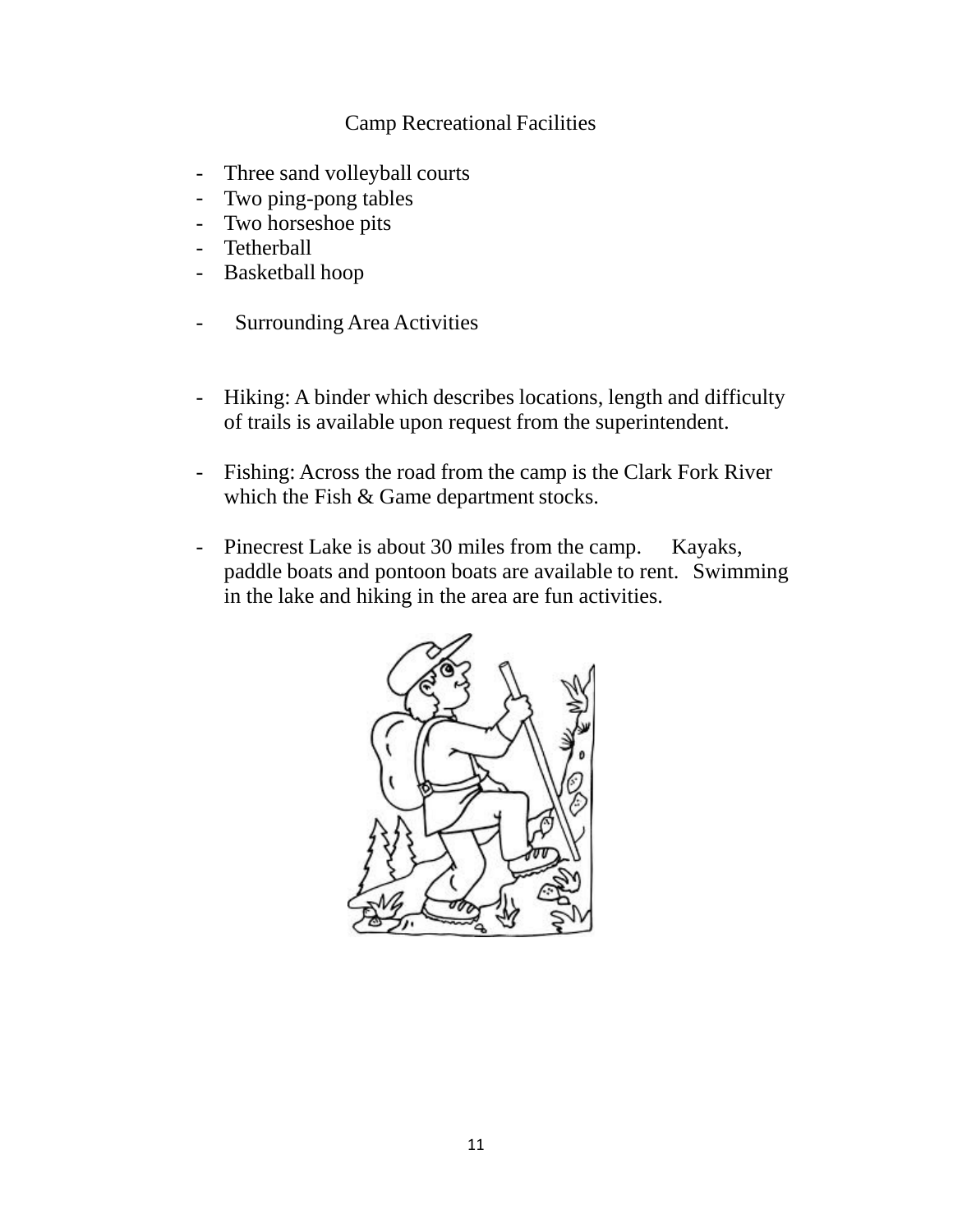## Camp Recreational Facilities

- Three sand volleyball courts
- Two ping-pong tables
- Two horseshoe pits
- Tetherball
- Basketball hoop

- Surrounding Area Activities

- Hiking: A binder which describes locations, length and difficulty of trails is available upon request from the superintendent.

- Fishing: Across the road from the camp is the Clark Fork River which the Fish & Game department stocks.

- Pinecrest Lake is about 30 miles from the camp. Kayaks, paddle boats and pontoon boats are available to rent. Swimming in the lake and hiking in the area are fun activities.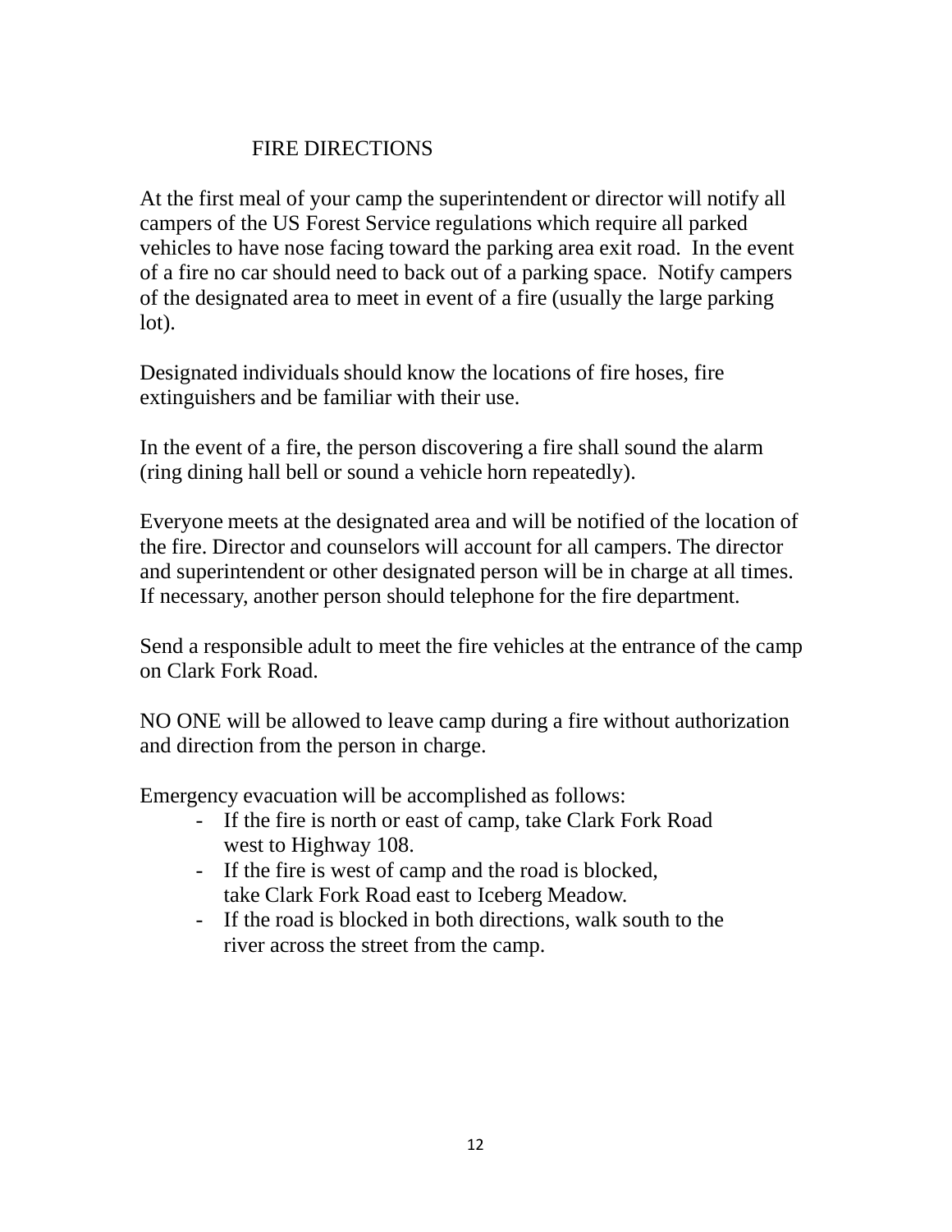# FIRE DIRECTIONS

At the first meal of your camp the superintendent or director will notify all campers of the US Forest Service regulations which require all parked vehicles to have nose facing toward the parking area exit road. In the event of a fire no car should need to back out of a parking space. Notify campers of the designated area to meet in event of a fire (usually the large parking lot).

Designated individuals should know the locations of fire hoses, fire extinguishers and be familiar with their use.

In the event of a fire, the person discovering a fire shall sound the alarm (ring dining hall bell or sound a vehicle horn repeatedly).

Everyone meets at the designated area and will be notified of the location of the fire. Director and counselors will account for all campers. The director and superintendent or other designated person will be in charge at all times. If necessary, another person should telephone for the fire department.

Send a responsible adult to meet the fire vehicles at the entrance of the camp on Clark Fork Road.

NO ONE will be allowed to leave camp during a fire without authorization and direction from the person in charge.

Emergency evacuation will be accomplished as follows:

- If the fire is north or east of camp, take Clark Fork Road west to Highway 108.
- If the fire is west of camp and the road is blocked, take Clark Fork Road east to Iceberg Meadow.
- If the road is blocked in both directions, walk south to the river across the street from the camp.